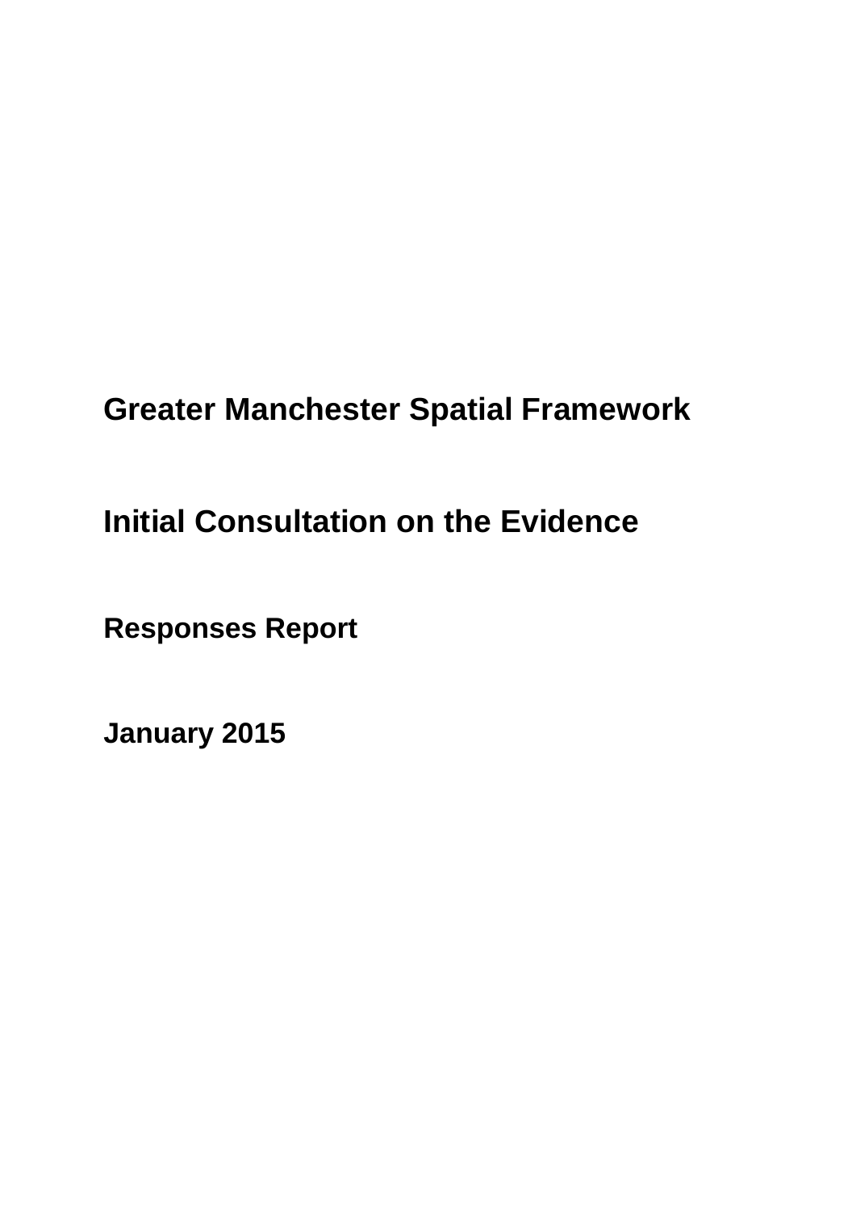# Greater Manchester Spatial Framework

## Initial Consultation on the Evidence

### Responses Report

**January 2015**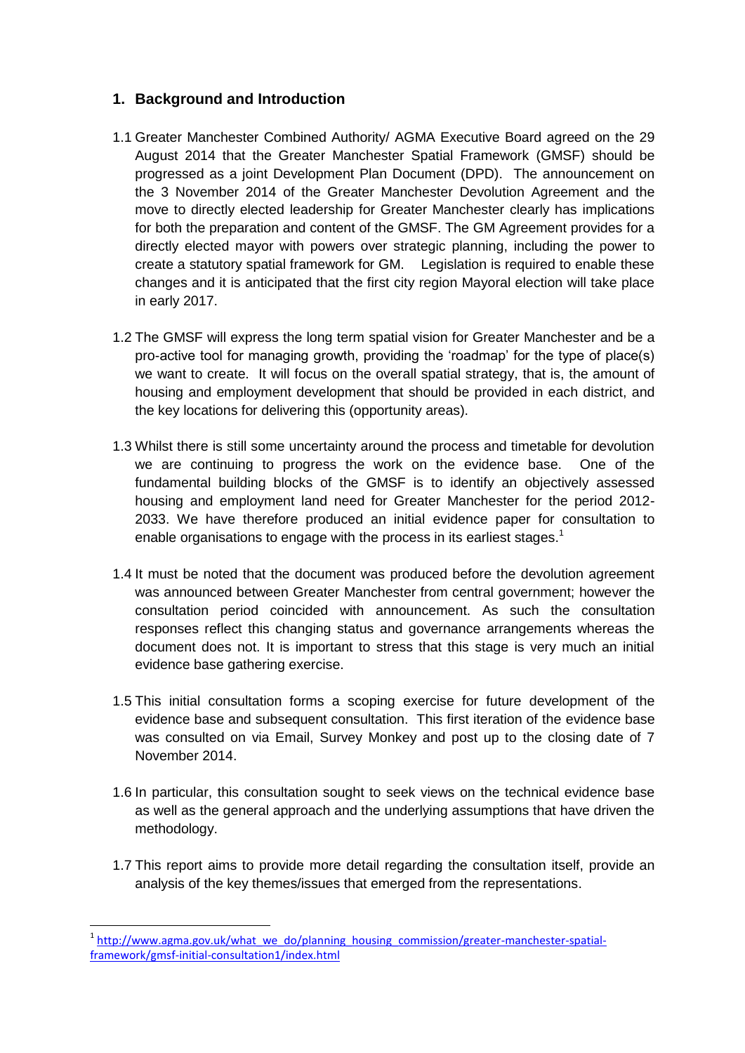## 1. Background and Introduction

1.1 Greater Manchester Combined Authority/ AGMA Executive Board agreed on the 29 August 2014 that the Greater Manchester Spatial Framework (GMSF) should be progressed as a joint Development Plan Document (DPD). The announcement on the 3 November 2014 of the Greater Manchester Devolution Agreement and the move to directly elected leadership for Greater Manchester clearly has implications for both the preparation and content of the GMSF. The GM Agreement provides for a directly elected mayor with powers over strategic planning, including the power to create a statutory spatial framework for GM. Legislation is required to enable these changes and it is anticipated that the first city region Mayoral election will take place in early 2017.

1.2 The GMSF will express the long term spatial vision for Greater Manchester and be a pro-active tool for managing growth, providing the 'roadmap' for the type of place(s) we want to create. It will focus on the overall spatial strategy, that is, the amount of housing and employment development that should be provided in each district, and the key locations for delivering this (opportunity areas).

1.3 Whilst there is still some uncertainty around the process and timetable for devolution we are continuing to progress the work on the evidence base. One of the fundamental building blocks of the GMSF is to identify an objectively assessed housing and employment land need for Greater Manchester for the period 2012-2033. We have therefore produced an initial evidence paper for consultation to enable organisations to engage with the process in its earliest stages.[1]

1.4 It must be noted that the document was produced before the devolution agreement was announced between Greater Manchester from central government; however the consultation period coincided with announcement. As such the consultation responses reflect this changing status and governance arrangements whereas the document does not. It is important to stress that this stage is very much an initial evidence base gathering exercise.

1.5 This initial consultation forms a scoping exercise for future development of the evidence base and subsequent consultation. This first iteration of the evidence base was consulted on via Email, Survey Monkey and post up to the closing date of 7 November 2014.

1.6 In particular, this consultation sought to seek views on the technical evidence base as well as the general approach and the underlying assumptions that have driven the methodology.

1.7 This report aims to provide more detail regarding the consultation itself, provide an analysis of the key themes/issues that emerged from the representations.

---

[1] http://www.agma.gov.uk/what_we_do/planning_housing_commission/greater-manchester-spatial-framework/gmsf-initial-consultation1/index.html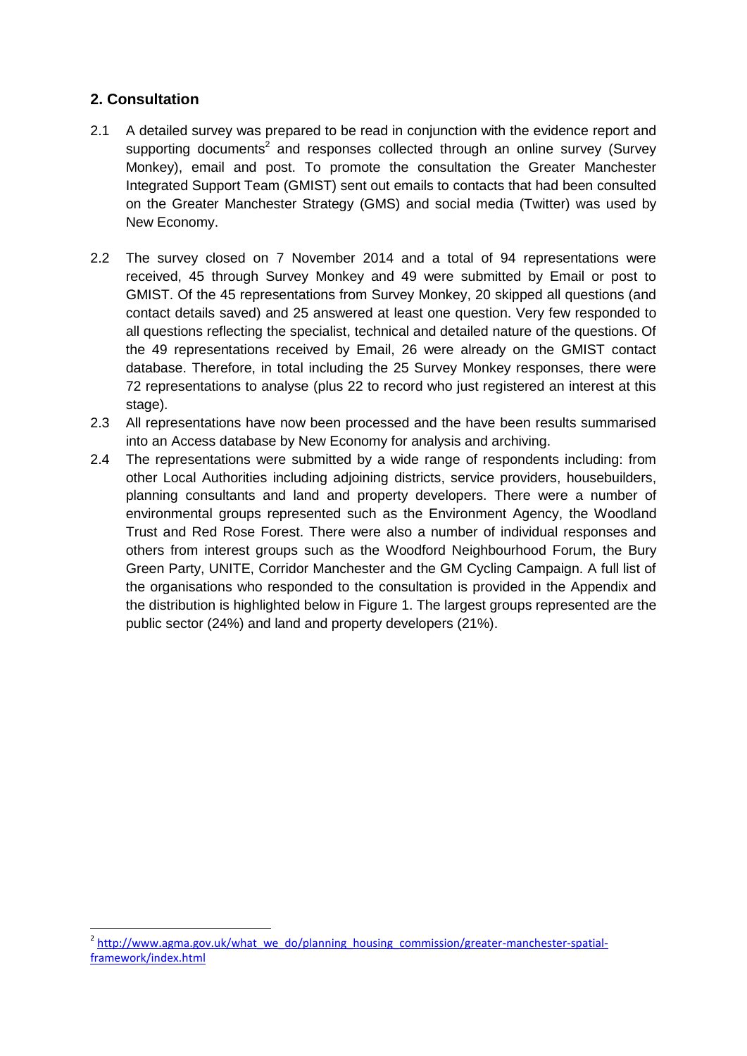## 2. Consultation

2.1 A detailed survey was prepared to be read in conjunction with the evidence report and supporting documents[2] and responses collected through an online survey (Survey Monkey), email and post. To promote the consultation the Greater Manchester Integrated Support Team (GMIST) sent out emails to contacts that had been consulted on the Greater Manchester Strategy (GMS) and social media (Twitter) was used by New Economy.

2.2 The survey closed on 7 November 2014 and a total of 94 representations were received, 45 through Survey Monkey and 49 were submitted by Email or post to GMIST. Of the 45 representations from Survey Monkey, 20 skipped all questions (and contact details saved) and 25 answered at least one question. Very few responded to all questions reflecting the specialist, technical and detailed nature of the questions. Of the 49 representations received by Email, 26 were already on the GMIST contact database. Therefore, in total including the 25 Survey Monkey responses, there were 72 representations to analyse (plus 22 to record who just registered an interest at this stage).

2.3 All representations have now been processed and the have been results summarised into an Access database by New Economy for analysis and archiving.

2.4 The representations were submitted by a wide range of respondents including: from other Local Authorities including adjoining districts, service providers, housebuilders, planning consultants and land and property developers. There were a number of environmental groups represented such as the Environment Agency, the Woodland Trust and Red Rose Forest. There were also a number of individual responses and others from interest groups such as the Woodford Neighbourhood Forum, the Bury Green Party, UNITE, Corridor Manchester and the GM Cycling Campaign. A full list of the organisations who responded to the consultation is provided in the Appendix and the distribution is highlighted below in Figure 1. The largest groups represented are the public sector (24%) and land and property developers (21%).

[2] http://www.agma.gov.uk/what_we_do/planning_housing_commission/greater-manchester-spatial-framework/index.html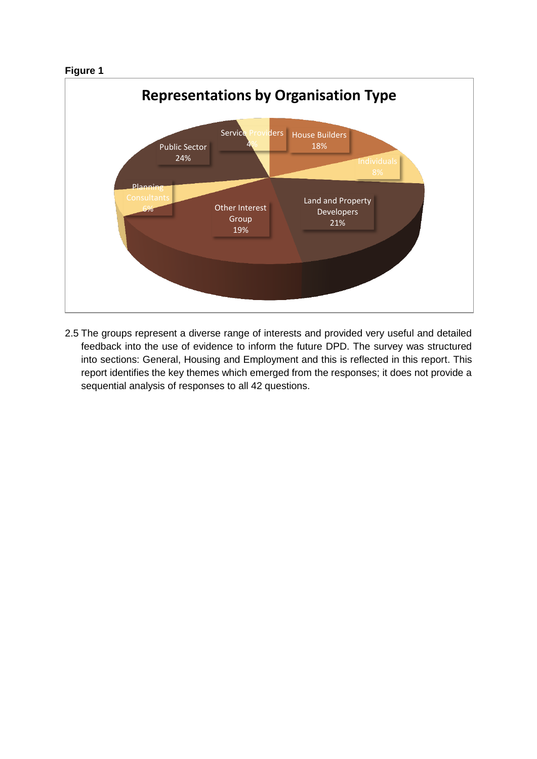**Figure 1**

**Representations by Organisation Type**

| Organisation Type | Percentage |
|---|---|
| House Builders | 18% |
| Individuals | 8% |
| Land and Property Developers | 21% |
| Other Interest Group | 19% |
| Planning Consultants | 6% |
| Public Sector | 24% |
| Service Providers | 4% |

2.5 The groups represent a diverse range of interests and provided very useful and detailed feedback into the use of evidence to inform the future DPD. The survey was structured into sections: General, Housing and Employment and this is reflected in this report. This report identifies the key themes which emerged from the responses; it does not provide a sequential analysis of responses to all 42 questions.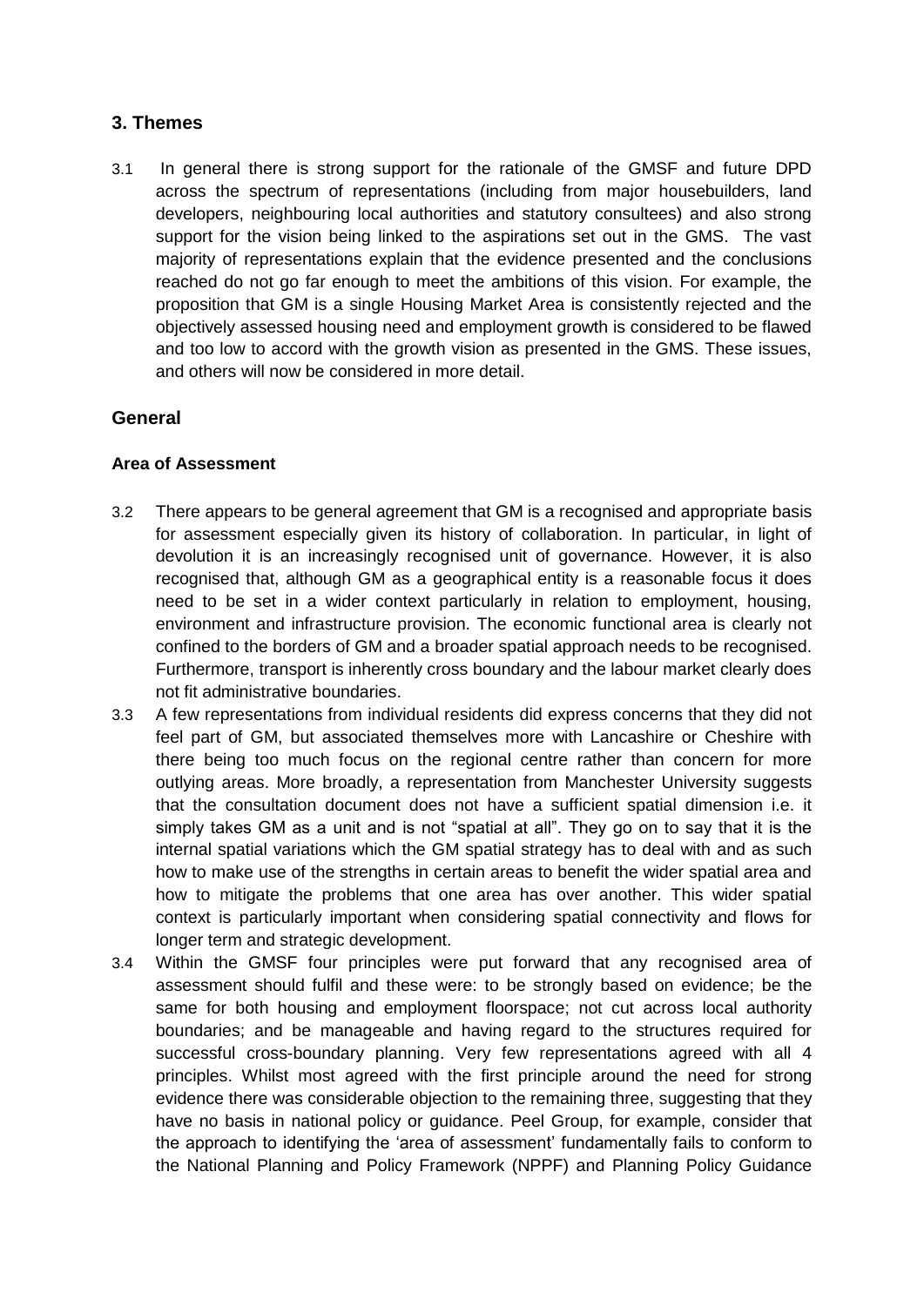## 3. Themes

3.1 In general there is strong support for the rationale of the GMSF and future DPD across the spectrum of representations (including from major housebuilders, land developers, neighbouring local authorities and statutory consultees) and also strong support for the vision being linked to the aspirations set out in the GMS. The vast majority of representations explain that the evidence presented and the conclusions reached do not go far enough to meet the ambitions of this vision. For example, the proposition that GM is a single Housing Market Area is consistently rejected and the objectively assessed housing need and employment growth is considered to be flawed and too low to accord with the growth vision as presented in the GMS. These issues, and others will now be considered in more detail.

## General

### Area of Assessment

3.2 There appears to be general agreement that GM is a recognised and appropriate basis for assessment especially given its history of collaboration. In particular, in light of devolution it is an increasingly recognised unit of governance. However, it is also recognised that, although GM as a geographical entity is a reasonable focus it does need to be set in a wider context particularly in relation to employment, housing, environment and infrastructure provision. The economic functional area is clearly not confined to the borders of GM and a broader spatial approach needs to be recognised. Furthermore, transport is inherently cross boundary and the labour market clearly does not fit administrative boundaries.

3.3 A few representations from individual residents did express concerns that they did not feel part of GM, but associated themselves more with Lancashire or Cheshire with there being too much focus on the regional centre rather than concern for more outlying areas. More broadly, a representation from Manchester University suggests that the consultation document does not have a sufficient spatial dimension i.e. it simply takes GM as a unit and is not "spatial at all". They go on to say that it is the internal spatial variations which the GM spatial strategy has to deal with and as such how to make use of the strengths in certain areas to benefit the wider spatial area and how to mitigate the problems that one area has over another. This wider spatial context is particularly important when considering spatial connectivity and flows for longer term and strategic development.

3.4 Within the GMSF four principles were put forward that any recognised area of assessment should fulfil and these were: to be strongly based on evidence; be the same for both housing and employment floorspace; not cut across local authority boundaries; and be manageable and having regard to the structures required for successful cross-boundary planning. Very few representations agreed with all 4 principles. Whilst most agreed with the first principle around the need for strong evidence there was considerable objection to the remaining three, suggesting that they have no basis in national policy or guidance. Peel Group, for example, consider that the approach to identifying the 'area of assessment' fundamentally fails to conform to the National Planning and Policy Framework (NPPF) and Planning Policy Guidance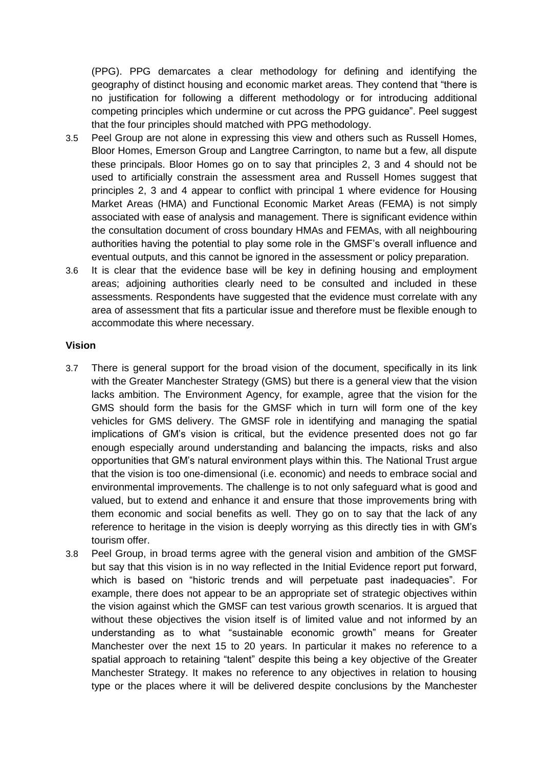(PPG). PPG demarcates a clear methodology for defining and identifying the geography of distinct housing and economic market areas. They contend that "there is no justification for following a different methodology or for introducing additional competing principles which undermine or cut across the PPG guidance". Peel suggest that the four principles should matched with PPG methodology.

3.5 Peel Group are not alone in expressing this view and others such as Russell Homes, Bloor Homes, Emerson Group and Langtree Carrington, to name but a few, all dispute these principals. Bloor Homes go on to say that principles 2, 3 and 4 should not be used to artificially constrain the assessment area and Russell Homes suggest that principles 2, 3 and 4 appear to conflict with principal 1 where evidence for Housing Market Areas (HMA) and Functional Economic Market Areas (FEMA) is not simply associated with ease of analysis and management. There is significant evidence within the consultation document of cross boundary HMAs and FEMAs, with all neighbouring authorities having the potential to play some role in the GMSF's overall influence and eventual outputs, and this cannot be ignored in the assessment or policy preparation.

3.6 It is clear that the evidence base will be key in defining housing and employment areas; adjoining authorities clearly need to be consulted and included in these assessments. Respondents have suggested that the evidence must correlate with any area of assessment that fits a particular issue and therefore must be flexible enough to accommodate this where necessary.

**Vision**

3.7 There is general support for the broad vision of the document, specifically in its link with the Greater Manchester Strategy (GMS) but there is a general view that the vision lacks ambition. The Environment Agency, for example, agree that the vision for the GMS should form the basis for the GMSF which in turn will form one of the key vehicles for GMS delivery. The GMSF role in identifying and managing the spatial implications of GM's vision is critical, but the evidence presented does not go far enough especially around understanding and balancing the impacts, risks and also opportunities that GM's natural environment plays within this. The National Trust argue that the vision is too one-dimensional (i.e. economic) and needs to embrace social and environmental improvements. The challenge is to not only safeguard what is good and valued, but to extend and enhance it and ensure that those improvements bring with them economic and social benefits as well. They go on to say that the lack of any reference to heritage in the vision is deeply worrying as this directly ties in with GM's tourism offer.

3.8 Peel Group, in broad terms agree with the general vision and ambition of the GMSF but say that this vision is in no way reflected in the Initial Evidence report put forward, which is based on "historic trends and will perpetuate past inadequacies". For example, there does not appear to be an appropriate set of strategic objectives within the vision against which the GMSF can test various growth scenarios. It is argued that without these objectives the vision itself is of limited value and not informed by an understanding as to what "sustainable economic growth" means for Greater Manchester over the next 15 to 20 years. In particular it makes no reference to a spatial approach to retaining "talent" despite this being a key objective of the Greater Manchester Strategy. It makes no reference to any objectives in relation to housing type or the places where it will be delivered despite conclusions by the Manchester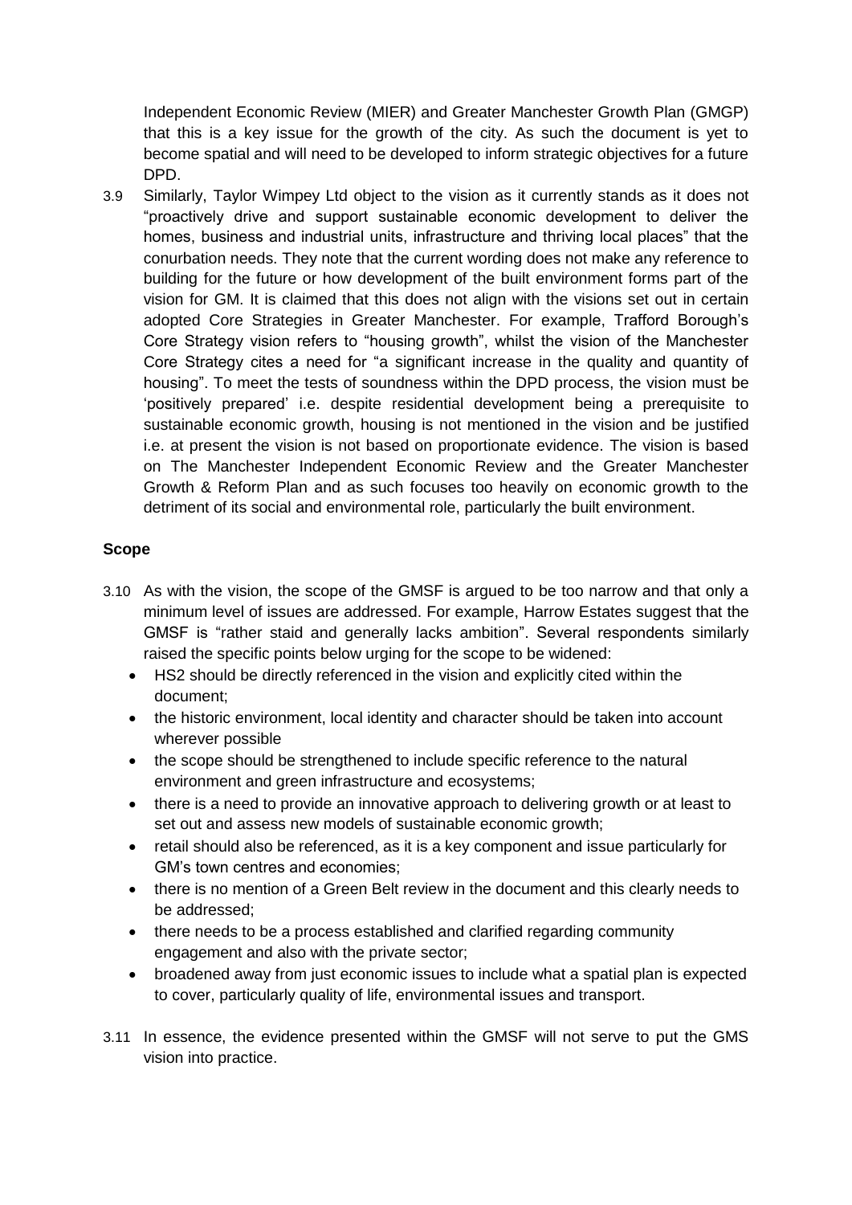Independent Economic Review (MIER) and Greater Manchester Growth Plan (GMGP) that this is a key issue for the growth of the city. As such the document is yet to become spatial and will need to be developed to inform strategic objectives for a future DPD.

3.9 Similarly, Taylor Wimpey Ltd object to the vision as it currently stands as it does not "proactively drive and support sustainable economic development to deliver the homes, business and industrial units, infrastructure and thriving local places" that the conurbation needs. They note that the current wording does not make any reference to building for the future or how development of the built environment forms part of the vision for GM. It is claimed that this does not align with the visions set out in certain adopted Core Strategies in Greater Manchester. For example, Trafford Borough's Core Strategy vision refers to "housing growth", whilst the vision of the Manchester Core Strategy cites a need for "a significant increase in the quality and quantity of housing". To meet the tests of soundness within the DPD process, the vision must be 'positively prepared' i.e. despite residential development being a prerequisite to sustainable economic growth, housing is not mentioned in the vision and be justified i.e. at present the vision is not based on proportionate evidence. The vision is based on The Manchester Independent Economic Review and the Greater Manchester Growth & Reform Plan and as such focuses too heavily on economic growth to the detriment of its social and environmental role, particularly the built environment.

**Scope**

3.10 As with the vision, the scope of the GMSF is argued to be too narrow and that only a minimum level of issues are addressed. For example, Harrow Estates suggest that the GMSF is "rather staid and generally lacks ambition". Several respondents similarly raised the specific points below urging for the scope to be widened:

- HS2 should be directly referenced in the vision and explicitly cited within the document;
- the historic environment, local identity and character should be taken into account wherever possible
- the scope should be strengthened to include specific reference to the natural environment and green infrastructure and ecosystems;
- there is a need to provide an innovative approach to delivering growth or at least to set out and assess new models of sustainable economic growth;
- retail should also be referenced, as it is a key component and issue particularly for GM's town centres and economies;
- there is no mention of a Green Belt review in the document and this clearly needs to be addressed;
- there needs to be a process established and clarified regarding community engagement and also with the private sector;
- broadened away from just economic issues to include what a spatial plan is expected to cover, particularly quality of life, environmental issues and transport.

3.11 In essence, the evidence presented within the GMSF will not serve to put the GMS vision into practice.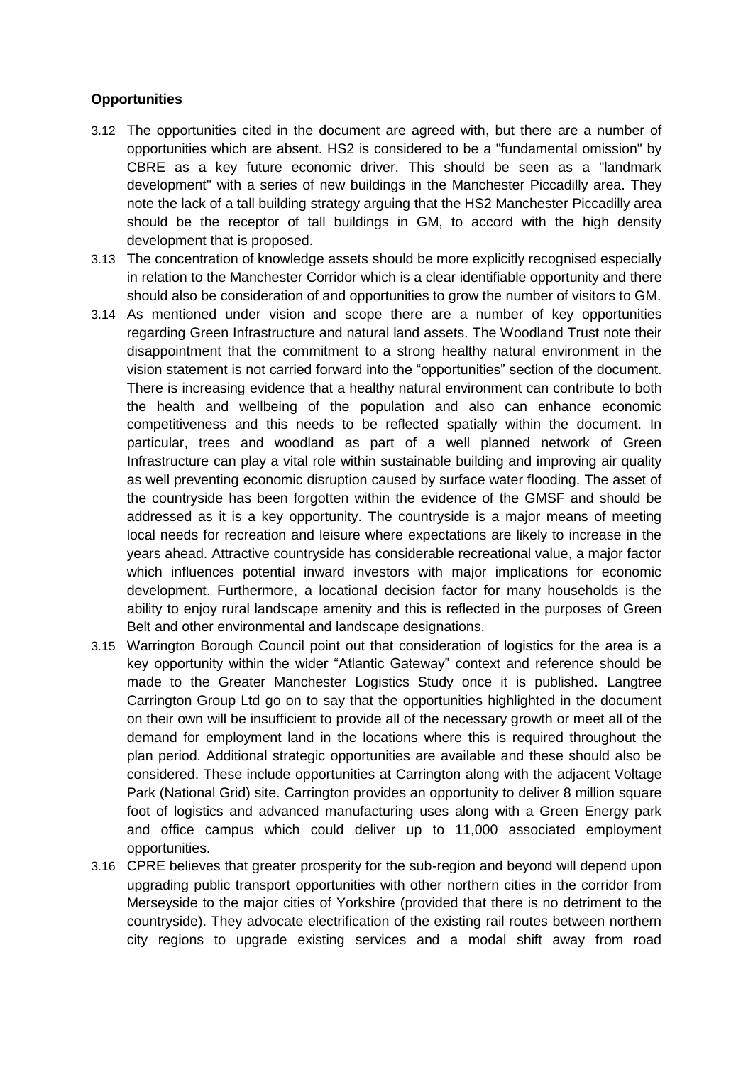**Opportunities**

3.12 The opportunities cited in the document are agreed with, but there are a number of opportunities which are absent. HS2 is considered to be a "fundamental omission" by CBRE as a key future economic driver. This should be seen as a "landmark development" with a series of new buildings in the Manchester Piccadilly area. They note the lack of a tall building strategy arguing that the HS2 Manchester Piccadilly area should be the receptor of tall buildings in GM, to accord with the high density development that is proposed.

3.13 The concentration of knowledge assets should be more explicitly recognised especially in relation to the Manchester Corridor which is a clear identifiable opportunity and there should also be consideration of and opportunities to grow the number of visitors to GM.

3.14 As mentioned under vision and scope there are a number of key opportunities regarding Green Infrastructure and natural land assets. The Woodland Trust note their disappointment that the commitment to a strong healthy natural environment in the vision statement is not carried forward into the "opportunities" section of the document. There is increasing evidence that a healthy natural environment can contribute to both the health and wellbeing of the population and also can enhance economic competitiveness and this needs to be reflected spatially within the document. In particular, trees and woodland as part of a well planned network of Green Infrastructure can play a vital role within sustainable building and improving air quality as well preventing economic disruption caused by surface water flooding. The asset of the countryside has been forgotten within the evidence of the GMSF and should be addressed as it is a key opportunity. The countryside is a major means of meeting local needs for recreation and leisure where expectations are likely to increase in the years ahead. Attractive countryside has considerable recreational value, a major factor which influences potential inward investors with major implications for economic development. Furthermore, a locational decision factor for many households is the ability to enjoy rural landscape amenity and this is reflected in the purposes of Green Belt and other environmental and landscape designations.

3.15 Warrington Borough Council point out that consideration of logistics for the area is a key opportunity within the wider "Atlantic Gateway" context and reference should be made to the Greater Manchester Logistics Study once it is published. Langtree Carrington Group Ltd go on to say that the opportunities highlighted in the document on their own will be insufficient to provide all of the necessary growth or meet all of the demand for employment land in the locations where this is required throughout the plan period. Additional strategic opportunities are available and these should also be considered. These include opportunities at Carrington along with the adjacent Voltage Park (National Grid) site. Carrington provides an opportunity to deliver 8 million square foot of logistics and advanced manufacturing uses along with a Green Energy park and office campus which could deliver up to 11,000 associated employment opportunities.

3.16 CPRE believes that greater prosperity for the sub-region and beyond will depend upon upgrading public transport opportunities with other northern cities in the corridor from Merseyside to the major cities of Yorkshire (provided that there is no detriment to the countryside). They advocate electrification of the existing rail routes between northern city regions to upgrade existing services and a modal shift away from road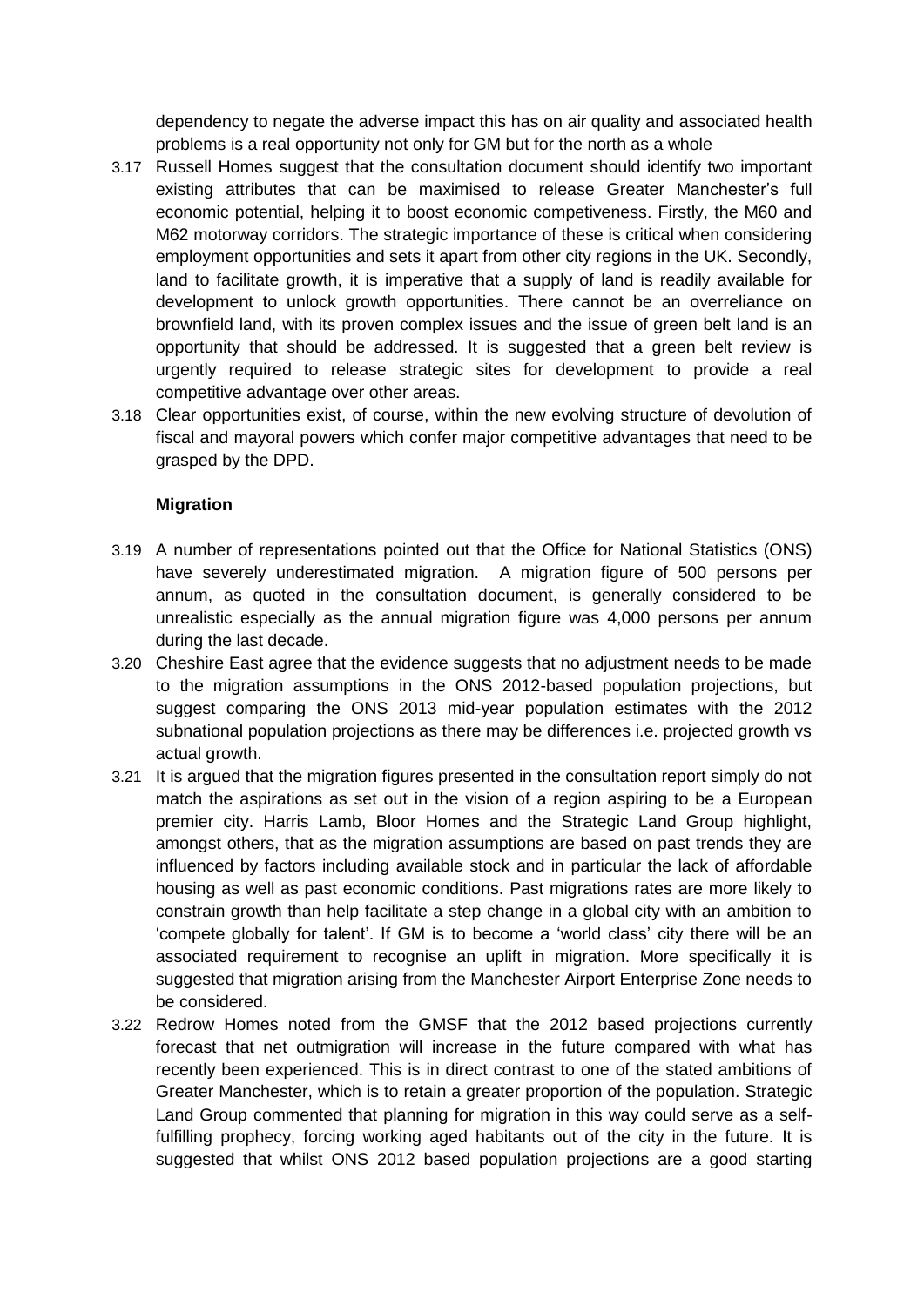dependency to negate the adverse impact this has on air quality and associated health problems is a real opportunity not only for GM but for the north as a whole

3.17 Russell Homes suggest that the consultation document should identify two important existing attributes that can be maximised to release Greater Manchester's full economic potential, helping it to boost economic competiveness. Firstly, the M60 and M62 motorway corridors. The strategic importance of these is critical when considering employment opportunities and sets it apart from other city regions in the UK. Secondly, land to facilitate growth, it is imperative that a supply of land is readily available for development to unlock growth opportunities. There cannot be an overreliance on brownfield land, with its proven complex issues and the issue of green belt land is an opportunity that should be addressed. It is suggested that a green belt review is urgently required to release strategic sites for development to provide a real competitive advantage over other areas.

3.18 Clear opportunities exist, of course, within the new evolving structure of devolution of fiscal and mayoral powers which confer major competitive advantages that need to be grasped by the DPD.

**Migration**

3.19 A number of representations pointed out that the Office for National Statistics (ONS) have severely underestimated migration. A migration figure of 500 persons per annum, as quoted in the consultation document, is generally considered to be unrealistic especially as the annual migration figure was 4,000 persons per annum during the last decade.

3.20 Cheshire East agree that the evidence suggests that no adjustment needs to be made to the migration assumptions in the ONS 2012-based population projections, but suggest comparing the ONS 2013 mid-year population estimates with the 2012 subnational population projections as there may be differences i.e. projected growth vs actual growth.

3.21 It is argued that the migration figures presented in the consultation report simply do not match the aspirations as set out in the vision of a region aspiring to be a European premier city. Harris Lamb, Bloor Homes and the Strategic Land Group highlight, amongst others, that as the migration assumptions are based on past trends they are influenced by factors including available stock and in particular the lack of affordable housing as well as past economic conditions. Past migrations rates are more likely to constrain growth than help facilitate a step change in a global city with an ambition to 'compete globally for talent'. If GM is to become a 'world class' city there will be an associated requirement to recognise an uplift in migration. More specifically it is suggested that migration arising from the Manchester Airport Enterprise Zone needs to be considered.

3.22 Redrow Homes noted from the GMSF that the 2012 based projections currently forecast that net outmigration will increase in the future compared with what has recently been experienced. This is in direct contrast to one of the stated ambitions of Greater Manchester, which is to retain a greater proportion of the population. Strategic Land Group commented that planning for migration in this way could serve as a self-fulfilling prophecy, forcing working aged habitants out of the city in the future. It is suggested that whilst ONS 2012 based population projections are a good starting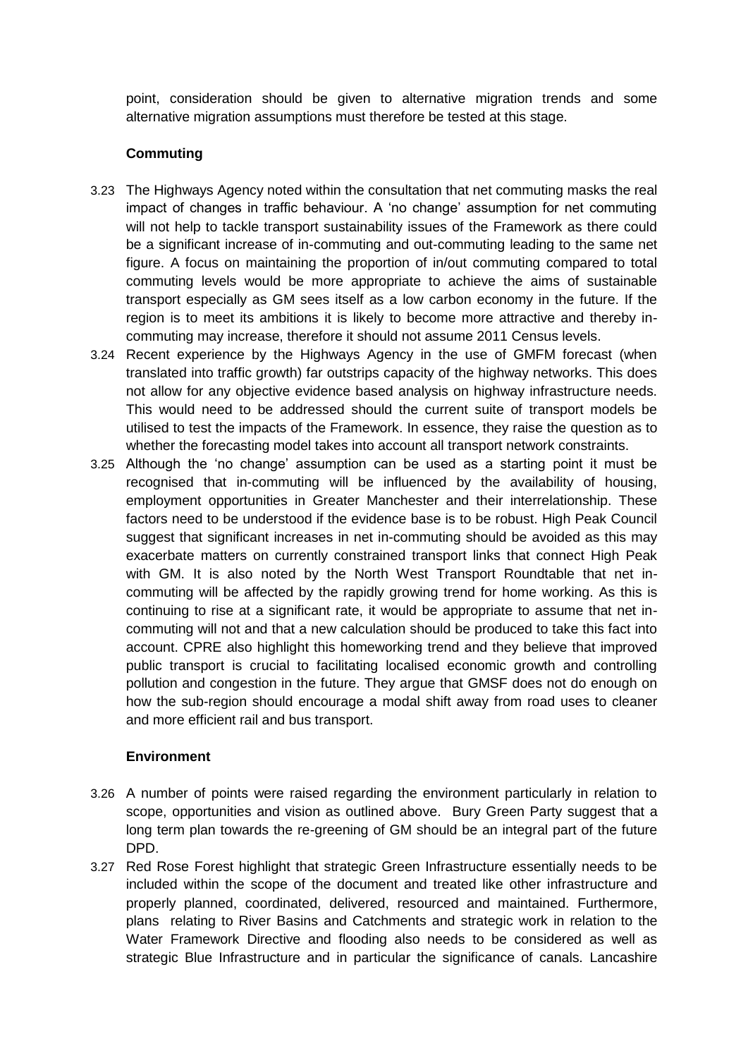point, consideration should be given to alternative migration trends and some alternative migration assumptions must therefore be tested at this stage.

**Commuting**

3.23 The Highways Agency noted within the consultation that net commuting masks the real impact of changes in traffic behaviour. A 'no change' assumption for net commuting will not help to tackle transport sustainability issues of the Framework as there could be a significant increase of in-commuting and out-commuting leading to the same net figure. A focus on maintaining the proportion of in/out commuting compared to total commuting levels would be more appropriate to achieve the aims of sustainable transport especially as GM sees itself as a low carbon economy in the future. If the region is to meet its ambitions it is likely to become more attractive and thereby in-commuting may increase, therefore it should not assume 2011 Census levels.

3.24 Recent experience by the Highways Agency in the use of GMFM forecast (when translated into traffic growth) far outstrips capacity of the highway networks. This does not allow for any objective evidence based analysis on highway infrastructure needs. This would need to be addressed should the current suite of transport models be utilised to test the impacts of the Framework. In essence, they raise the question as to whether the forecasting model takes into account all transport network constraints.

3.25 Although the 'no change' assumption can be used as a starting point it must be recognised that in-commuting will be influenced by the availability of housing, employment opportunities in Greater Manchester and their interrelationship. These factors need to be understood if the evidence base is to be robust. High Peak Council suggest that significant increases in net in-commuting should be avoided as this may exacerbate matters on currently constrained transport links that connect High Peak with GM. It is also noted by the North West Transport Roundtable that net in-commuting will be affected by the rapidly growing trend for home working. As this is continuing to rise at a significant rate, it would be appropriate to assume that net in-commuting will not and that a new calculation should be produced to take this fact into account. CPRE also highlight this homeworking trend and they believe that improved public transport is crucial to facilitating localised economic growth and controlling pollution and congestion in the future. They argue that GMSF does not do enough on how the sub-region should encourage a modal shift away from road uses to cleaner and more efficient rail and bus transport.

**Environment**

3.26 A number of points were raised regarding the environment particularly in relation to scope, opportunities and vision as outlined above. Bury Green Party suggest that a long term plan towards the re-greening of GM should be an integral part of the future DPD.

3.27 Red Rose Forest highlight that strategic Green Infrastructure essentially needs to be included within the scope of the document and treated like other infrastructure and properly planned, coordinated, delivered, resourced and maintained. Furthermore, plans relating to River Basins and Catchments and strategic work in relation to the Water Framework Directive and flooding also needs to be considered as well as strategic Blue Infrastructure and in particular the significance of canals. Lancashire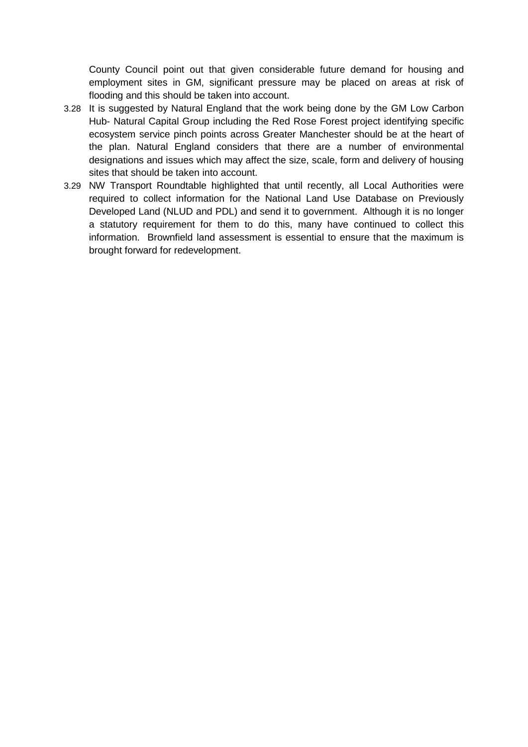County Council point out that given considerable future demand for housing and employment sites in GM, significant pressure may be placed on areas at risk of flooding and this should be taken into account.

3.28 It is suggested by Natural England that the work being done by the GM Low Carbon Hub- Natural Capital Group including the Red Rose Forest project identifying specific ecosystem service pinch points across Greater Manchester should be at the heart of the plan. Natural England considers that there are a number of environmental designations and issues which may affect the size, scale, form and delivery of housing sites that should be taken into account.

3.29 NW Transport Roundtable highlighted that until recently, all Local Authorities were required to collect information for the National Land Use Database on Previously Developed Land (NLUD and PDL) and send it to government. Although it is no longer a statutory requirement for them to do this, many have continued to collect this information. Brownfield land assessment is essential to ensure that the maximum is brought forward for redevelopment.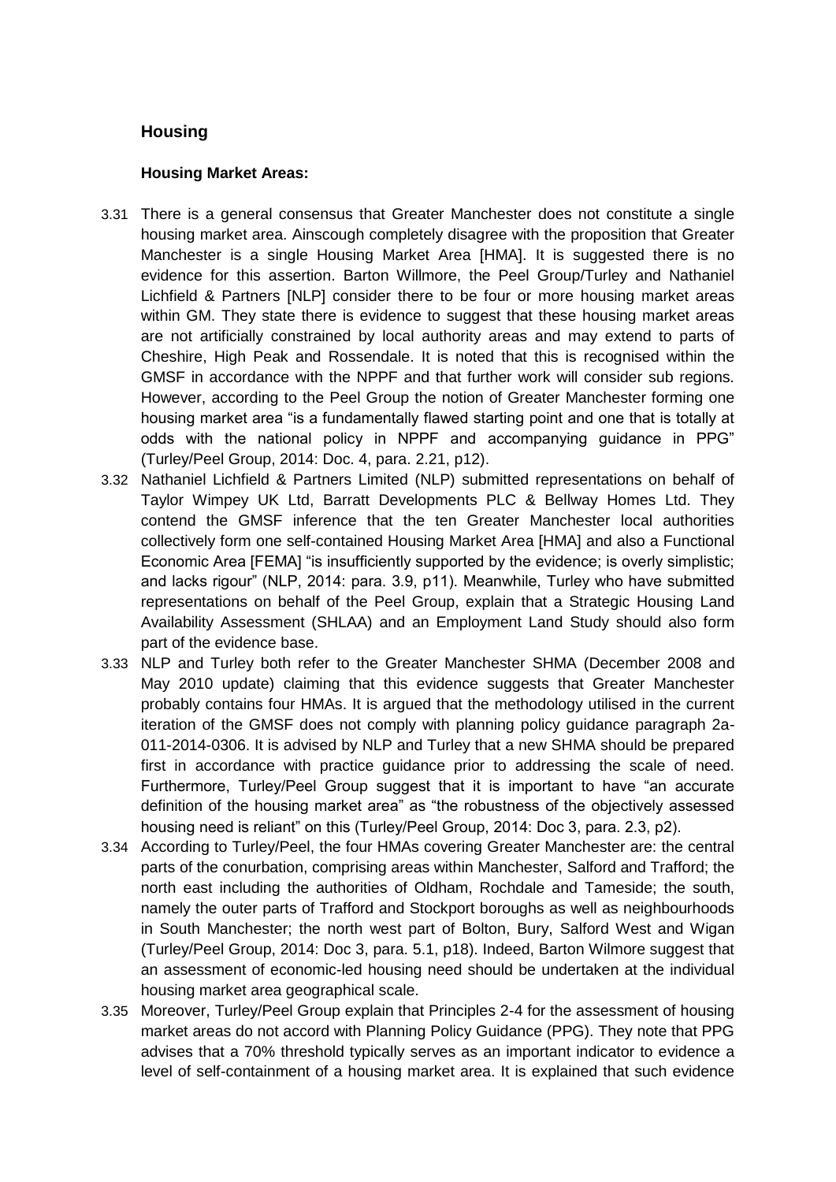## Housing

### Housing Market Areas:

3.31 There is a general consensus that Greater Manchester does not constitute a single housing market area. Ainscough completely disagree with the proposition that Greater Manchester is a single Housing Market Area [HMA]. It is suggested there is no evidence for this assertion. Barton Willmore, the Peel Group/Turley and Nathaniel Lichfield & Partners [NLP] consider there to be four or more housing market areas within GM. They state there is evidence to suggest that these housing market areas are not artificially constrained by local authority areas and may extend to parts of Cheshire, High Peak and Rossendale. It is noted that this is recognised within the GMSF in accordance with the NPPF and that further work will consider sub regions. However, according to the Peel Group the notion of Greater Manchester forming one housing market area "is a fundamentally flawed starting point and one that is totally at odds with the national policy in NPPF and accompanying guidance in PPG" (Turley/Peel Group, 2014: Doc. 4, para. 2.21, p12).

3.32 Nathaniel Lichfield & Partners Limited (NLP) submitted representations on behalf of Taylor Wimpey UK Ltd, Barratt Developments PLC & Bellway Homes Ltd. They contend the GMSF inference that the ten Greater Manchester local authorities collectively form one self-contained Housing Market Area [HMA] and also a Functional Economic Area [FEMA] "is insufficiently supported by the evidence; is overly simplistic; and lacks rigour" (NLP, 2014: para. 3.9, p11). Meanwhile, Turley who have submitted representations on behalf of the Peel Group, explain that a Strategic Housing Land Availability Assessment (SHLAA) and an Employment Land Study should also form part of the evidence base.

3.33 NLP and Turley both refer to the Greater Manchester SHMA (December 2008 and May 2010 update) claiming that this evidence suggests that Greater Manchester probably contains four HMAs. It is argued that the methodology utilised in the current iteration of the GMSF does not comply with planning policy guidance paragraph 2a-011-2014-0306. It is advised by NLP and Turley that a new SHMA should be prepared first in accordance with practice guidance prior to addressing the scale of need. Furthermore, Turley/Peel Group suggest that it is important to have "an accurate definition of the housing market area" as "the robustness of the objectively assessed housing need is reliant" on this (Turley/Peel Group, 2014: Doc 3, para. 2.3, p2).

3.34 According to Turley/Peel, the four HMAs covering Greater Manchester are: the central parts of the conurbation, comprising areas within Manchester, Salford and Trafford; the north east including the authorities of Oldham, Rochdale and Tameside; the south, namely the outer parts of Trafford and Stockport boroughs as well as neighbourhoods in South Manchester; the north west part of Bolton, Bury, Salford West and Wigan (Turley/Peel Group, 2014: Doc 3, para. 5.1, p18). Indeed, Barton Willmore suggest that an assessment of economic-led housing need should be undertaken at the individual housing market area geographical scale.

3.35 Moreover, Turley/Peel Group explain that Principles 2-4 for the assessment of housing market areas do not accord with Planning Policy Guidance (PPG). They note that PPG advises that a 70% threshold typically serves as an important indicator to evidence a level of self-containment of a housing market area. It is explained that such evidence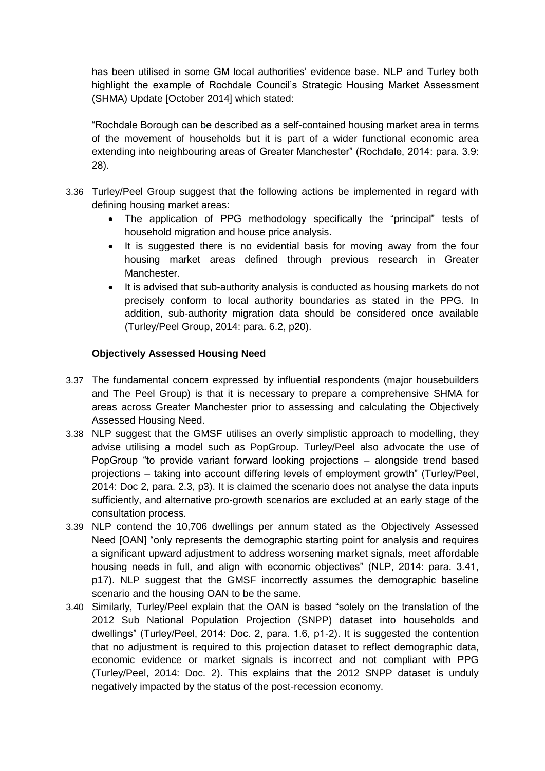has been utilised in some GM local authorities' evidence base. NLP and Turley both highlight the example of Rochdale Council's Strategic Housing Market Assessment (SHMA) Update [October 2014] which stated:

"Rochdale Borough can be described as a self-contained housing market area in terms of the movement of households but it is part of a wider functional economic area extending into neighbouring areas of Greater Manchester" (Rochdale, 2014: para. 3.9: 28).

3.36 Turley/Peel Group suggest that the following actions be implemented in regard with defining housing market areas:

- The application of PPG methodology specifically the "principal" tests of household migration and house price analysis.
- It is suggested there is no evidential basis for moving away from the four housing market areas defined through previous research in Greater Manchester.
- It is advised that sub-authority analysis is conducted as housing markets do not precisely conform to local authority boundaries as stated in the PPG. In addition, sub-authority migration data should be considered once available (Turley/Peel Group, 2014: para. 6.2, p20).

### Objectively Assessed Housing Need

3.37 The fundamental concern expressed by influential respondents (major housebuilders and The Peel Group) is that it is necessary to prepare a comprehensive SHMA for areas across Greater Manchester prior to assessing and calculating the Objectively Assessed Housing Need.

3.38 NLP suggest that the GMSF utilises an overly simplistic approach to modelling, they advise utilising a model such as PopGroup. Turley/Peel also advocate the use of PopGroup "to provide variant forward looking projections – alongside trend based projections – taking into account differing levels of employment growth" (Turley/Peel, 2014: Doc 2, para. 2.3, p3). It is claimed the scenario does not analyse the data inputs sufficiently, and alternative pro-growth scenarios are excluded at an early stage of the consultation process.

3.39 NLP contend the 10,706 dwellings per annum stated as the Objectively Assessed Need [OAN] "only represents the demographic starting point for analysis and requires a significant upward adjustment to address worsening market signals, meet affordable housing needs in full, and align with economic objectives" (NLP, 2014: para. 3.41, p17). NLP suggest that the GMSF incorrectly assumes the demographic baseline scenario and the housing OAN to be the same.

3.40 Similarly, Turley/Peel explain that the OAN is based "solely on the translation of the 2012 Sub National Population Projection (SNPP) dataset into households and dwellings" (Turley/Peel, 2014: Doc. 2, para. 1.6, p1-2). It is suggested the contention that no adjustment is required to this projection dataset to reflect demographic data, economic evidence or market signals is incorrect and not compliant with PPG (Turley/Peel, 2014: Doc. 2). This explains that the 2012 SNPP dataset is unduly negatively impacted by the status of the post-recession economy.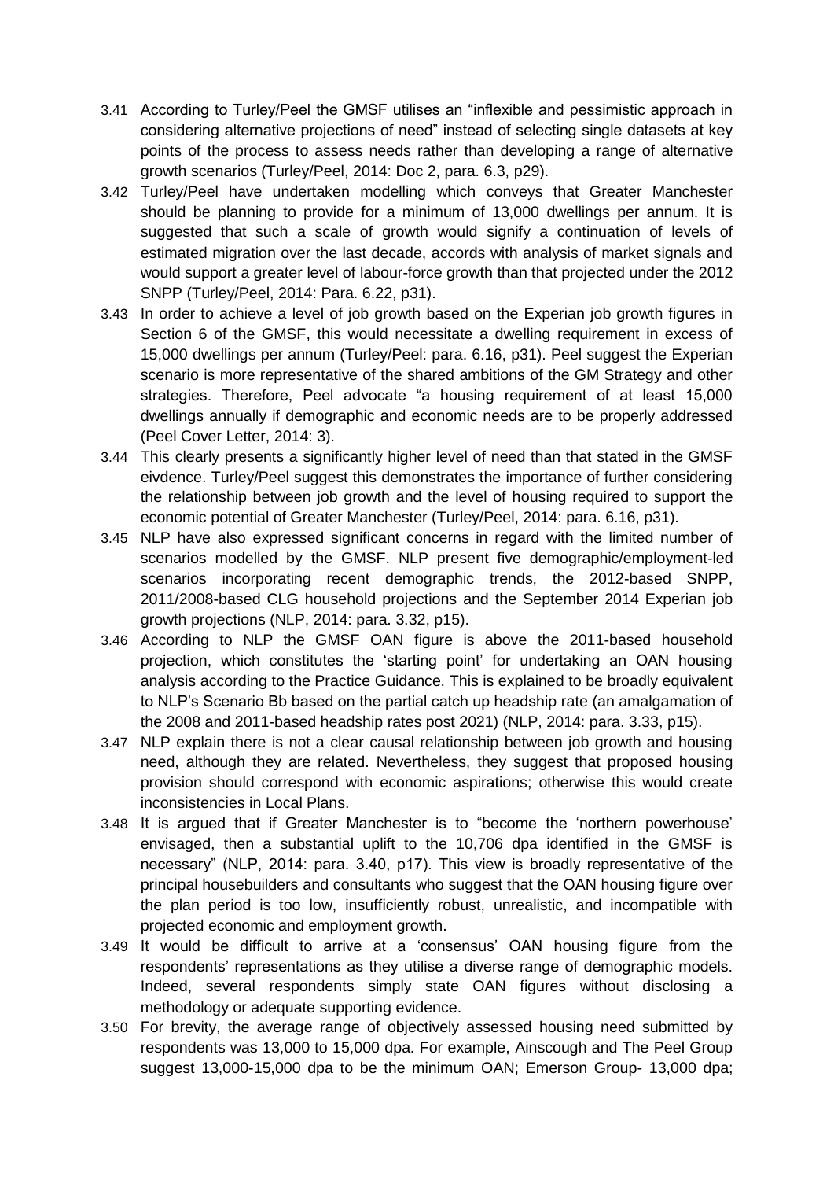3.41 According to Turley/Peel the GMSF utilises an "inflexible and pessimistic approach in considering alternative projections of need" instead of selecting single datasets at key points of the process to assess needs rather than developing a range of alternative growth scenarios (Turley/Peel, 2014: Doc 2, para. 6.3, p29).

3.42 Turley/Peel have undertaken modelling which conveys that Greater Manchester should be planning to provide for a minimum of 13,000 dwellings per annum. It is suggested that such a scale of growth would signify a continuation of levels of estimated migration over the last decade, accords with analysis of market signals and would support a greater level of labour-force growth than that projected under the 2012 SNPP (Turley/Peel, 2014: Para. 6.22, p31).

3.43 In order to achieve a level of job growth based on the Experian job growth figures in Section 6 of the GMSF, this would necessitate a dwelling requirement in excess of 15,000 dwellings per annum (Turley/Peel: para. 6.16, p31). Peel suggest the Experian scenario is more representative of the shared ambitions of the GM Strategy and other strategies. Therefore, Peel advocate "a housing requirement of at least 15,000 dwellings annually if demographic and economic needs are to be properly addressed (Peel Cover Letter, 2014: 3).

3.44 This clearly presents a significantly higher level of need than that stated in the GMSF eivdence. Turley/Peel suggest this demonstrates the importance of further considering the relationship between job growth and the level of housing required to support the economic potential of Greater Manchester (Turley/Peel, 2014: para. 6.16, p31).

3.45 NLP have also expressed significant concerns in regard with the limited number of scenarios modelled by the GMSF. NLP present five demographic/employment-led scenarios incorporating recent demographic trends, the 2012-based SNPP, 2011/2008-based CLG household projections and the September 2014 Experian job growth projections (NLP, 2014: para. 3.32, p15).

3.46 According to NLP the GMSF OAN figure is above the 2011-based household projection, which constitutes the 'starting point' for undertaking an OAN housing analysis according to the Practice Guidance. This is explained to be broadly equivalent to NLP's Scenario Bb based on the partial catch up headship rate (an amalgamation of the 2008 and 2011-based headship rates post 2021) (NLP, 2014: para. 3.33, p15).

3.47 NLP explain there is not a clear causal relationship between job growth and housing need, although they are related. Nevertheless, they suggest that proposed housing provision should correspond with economic aspirations; otherwise this would create inconsistencies in Local Plans.

3.48 It is argued that if Greater Manchester is to "become the 'northern powerhouse' envisaged, then a substantial uplift to the 10,706 dpa identified in the GMSF is necessary" (NLP, 2014: para. 3.40, p17). This view is broadly representative of the principal housebuilders and consultants who suggest that the OAN housing figure over the plan period is too low, insufficiently robust, unrealistic, and incompatible with projected economic and employment growth.

3.49 It would be difficult to arrive at a 'consensus' OAN housing figure from the respondents' representations as they utilise a diverse range of demographic models. Indeed, several respondents simply state OAN figures without disclosing a methodology or adequate supporting evidence.

3.50 For brevity, the average range of objectively assessed housing need submitted by respondents was 13,000 to 15,000 dpa. For example, Ainscough and The Peel Group suggest 13,000-15,000 dpa to be the minimum OAN; Emerson Group- 13,000 dpa;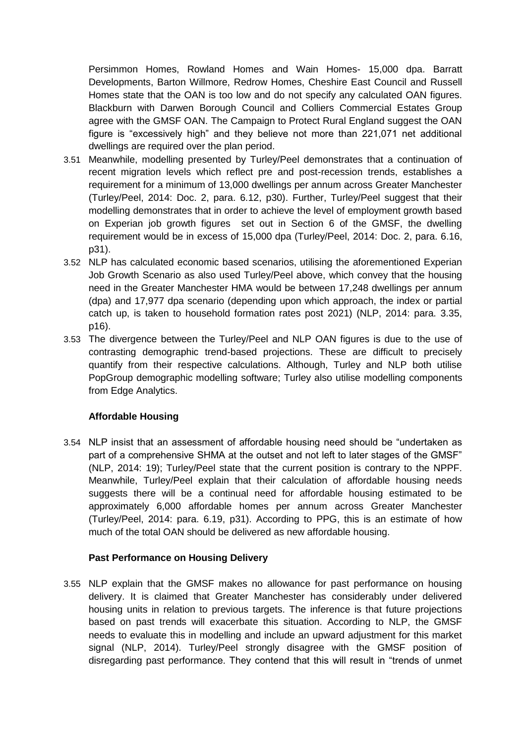Persimmon Homes, Rowland Homes and Wain Homes- 15,000 dpa. Barratt Developments, Barton Willmore, Redrow Homes, Cheshire East Council and Russell Homes state that the OAN is too low and do not specify any calculated OAN figures. Blackburn with Darwen Borough Council and Colliers Commercial Estates Group agree with the GMSF OAN. The Campaign to Protect Rural England suggest the OAN figure is "excessively high" and they believe not more than 221,071 net additional dwellings are required over the plan period.

3.51 Meanwhile, modelling presented by Turley/Peel demonstrates that a continuation of recent migration levels which reflect pre and post-recession trends, establishes a requirement for a minimum of 13,000 dwellings per annum across Greater Manchester (Turley/Peel, 2014: Doc. 2, para. 6.12, p30). Further, Turley/Peel suggest that their modelling demonstrates that in order to achieve the level of employment growth based on Experian job growth figures set out in Section 6 of the GMSF, the dwelling requirement would be in excess of 15,000 dpa (Turley/Peel, 2014: Doc. 2, para. 6.16, p31).

3.52 NLP has calculated economic based scenarios, utilising the aforementioned Experian Job Growth Scenario as also used Turley/Peel above, which convey that the housing need in the Greater Manchester HMA would be between 17,248 dwellings per annum (dpa) and 17,977 dpa scenario (depending upon which approach, the index or partial catch up, is taken to household formation rates post 2021) (NLP, 2014: para. 3.35, p16).

3.53 The divergence between the Turley/Peel and NLP OAN figures is due to the use of contrasting demographic trend-based projections. These are difficult to precisely quantify from their respective calculations. Although, Turley and NLP both utilise PopGroup demographic modelling software; Turley also utilise modelling components from Edge Analytics.

**Affordable Housing**

3.54 NLP insist that an assessment of affordable housing need should be "undertaken as part of a comprehensive SHMA at the outset and not left to later stages of the GMSF" (NLP, 2014: 19); Turley/Peel state that the current position is contrary to the NPPF. Meanwhile, Turley/Peel explain that their calculation of affordable housing needs suggests there will be a continual need for affordable housing estimated to be approximately 6,000 affordable homes per annum across Greater Manchester (Turley/Peel, 2014: para. 6.19, p31). According to PPG, this is an estimate of how much of the total OAN should be delivered as new affordable housing.

**Past Performance on Housing Delivery**

3.55 NLP explain that the GMSF makes no allowance for past performance on housing delivery. It is claimed that Greater Manchester has considerably under delivered housing units in relation to previous targets. The inference is that future projections based on past trends will exacerbate this situation. According to NLP, the GMSF needs to evaluate this in modelling and include an upward adjustment for this market signal (NLP, 2014). Turley/Peel strongly disagree with the GMSF position of disregarding past performance. They contend that this will result in "trends of unmet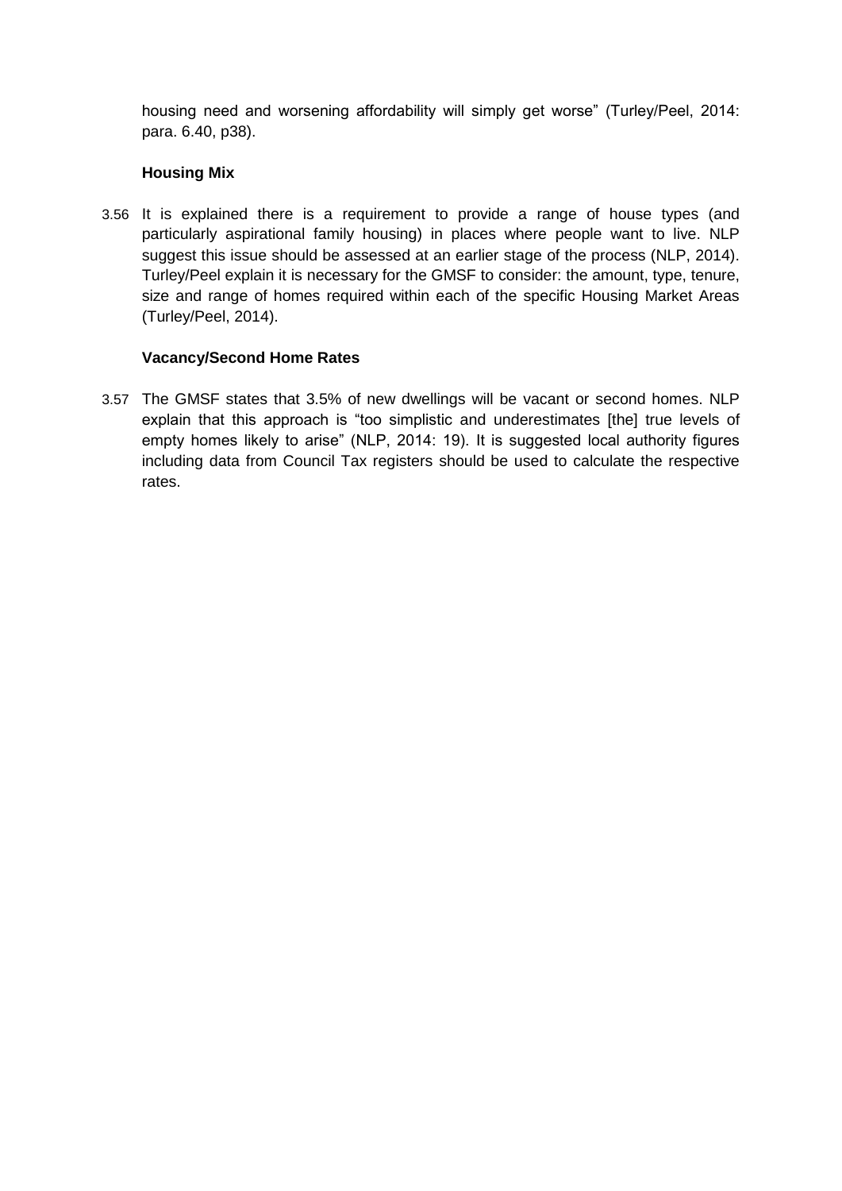housing need and worsening affordability will simply get worse" (Turley/Peel, 2014: para. 6.40, p38).

**Housing Mix**

3.56 It is explained there is a requirement to provide a range of house types (and particularly aspirational family housing) in places where people want to live. NLP suggest this issue should be assessed at an earlier stage of the process (NLP, 2014). Turley/Peel explain it is necessary for the GMSF to consider: the amount, type, tenure, size and range of homes required within each of the specific Housing Market Areas (Turley/Peel, 2014).

**Vacancy/Second Home Rates**

3.57 The GMSF states that 3.5% of new dwellings will be vacant or second homes. NLP explain that this approach is "too simplistic and underestimates [the] true levels of empty homes likely to arise" (NLP, 2014: 19). It is suggested local authority figures including data from Council Tax registers should be used to calculate the respective rates.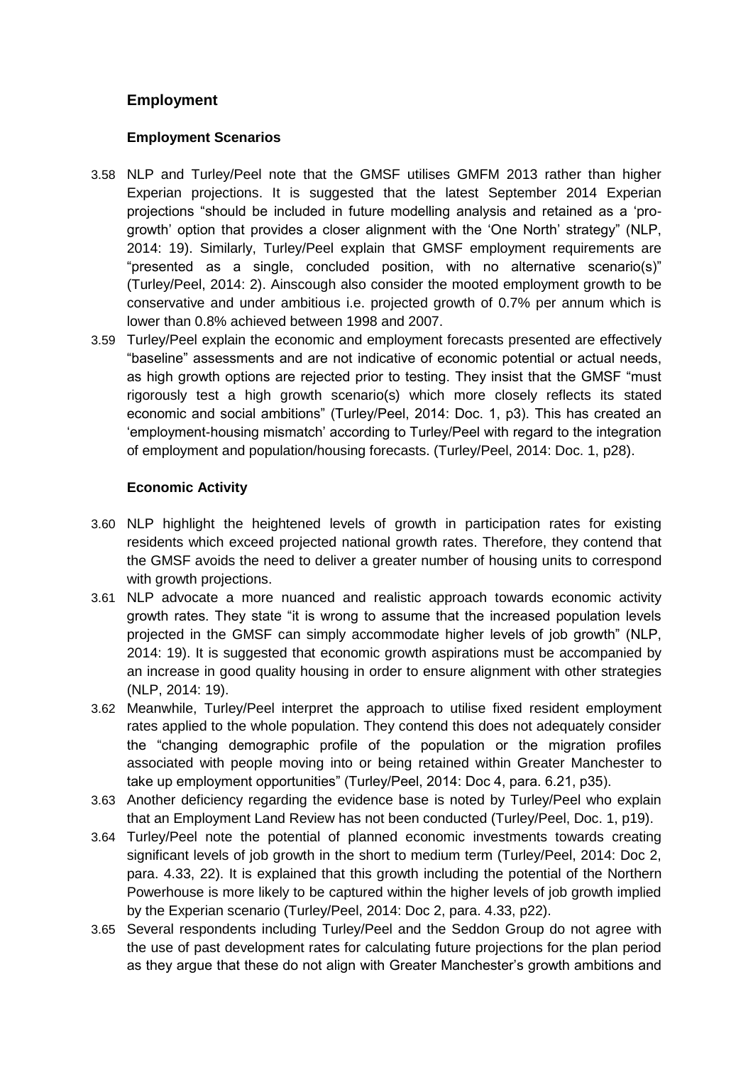## Employment

### Employment Scenarios

3.58 NLP and Turley/Peel note that the GMSF utilises GMFM 2013 rather than higher Experian projections. It is suggested that the latest September 2014 Experian projections "should be included in future modelling analysis and retained as a 'pro-growth' option that provides a closer alignment with the 'One North' strategy" (NLP, 2014: 19). Similarly, Turley/Peel explain that GMSF employment requirements are "presented as a single, concluded position, with no alternative scenario(s)" (Turley/Peel, 2014: 2). Ainscough also consider the mooted employment growth to be conservative and under ambitious i.e. projected growth of 0.7% per annum which is lower than 0.8% achieved between 1998 and 2007.

3.59 Turley/Peel explain the economic and employment forecasts presented are effectively "baseline" assessments and are not indicative of economic potential or actual needs, as high growth options are rejected prior to testing. They insist that the GMSF "must rigorously test a high growth scenario(s) which more closely reflects its stated economic and social ambitions" (Turley/Peel, 2014: Doc. 1, p3). This has created an 'employment-housing mismatch' according to Turley/Peel with regard to the integration of employment and population/housing forecasts. (Turley/Peel, 2014: Doc. 1, p28).

### Economic Activity

3.60 NLP highlight the heightened levels of growth in participation rates for existing residents which exceed projected national growth rates. Therefore, they contend that the GMSF avoids the need to deliver a greater number of housing units to correspond with growth projections.

3.61 NLP advocate a more nuanced and realistic approach towards economic activity growth rates. They state "it is wrong to assume that the increased population levels projected in the GMSF can simply accommodate higher levels of job growth" (NLP, 2014: 19). It is suggested that economic growth aspirations must be accompanied by an increase in good quality housing in order to ensure alignment with other strategies (NLP, 2014: 19).

3.62 Meanwhile, Turley/Peel interpret the approach to utilise fixed resident employment rates applied to the whole population. They contend this does not adequately consider the "changing demographic profile of the population or the migration profiles associated with people moving into or being retained within Greater Manchester to take up employment opportunities" (Turley/Peel, 2014: Doc 4, para. 6.21, p35).

3.63 Another deficiency regarding the evidence base is noted by Turley/Peel who explain that an Employment Land Review has not been conducted (Turley/Peel, Doc. 1, p19).

3.64 Turley/Peel note the potential of planned economic investments towards creating significant levels of job growth in the short to medium term (Turley/Peel, 2014: Doc 2, para. 4.33, 22). It is explained that this growth including the potential of the Northern Powerhouse is more likely to be captured within the higher levels of job growth implied by the Experian scenario (Turley/Peel, 2014: Doc 2, para. 4.33, p22).

3.65 Several respondents including Turley/Peel and the Seddon Group do not agree with the use of past development rates for calculating future projections for the plan period as they argue that these do not align with Greater Manchester's growth ambitions and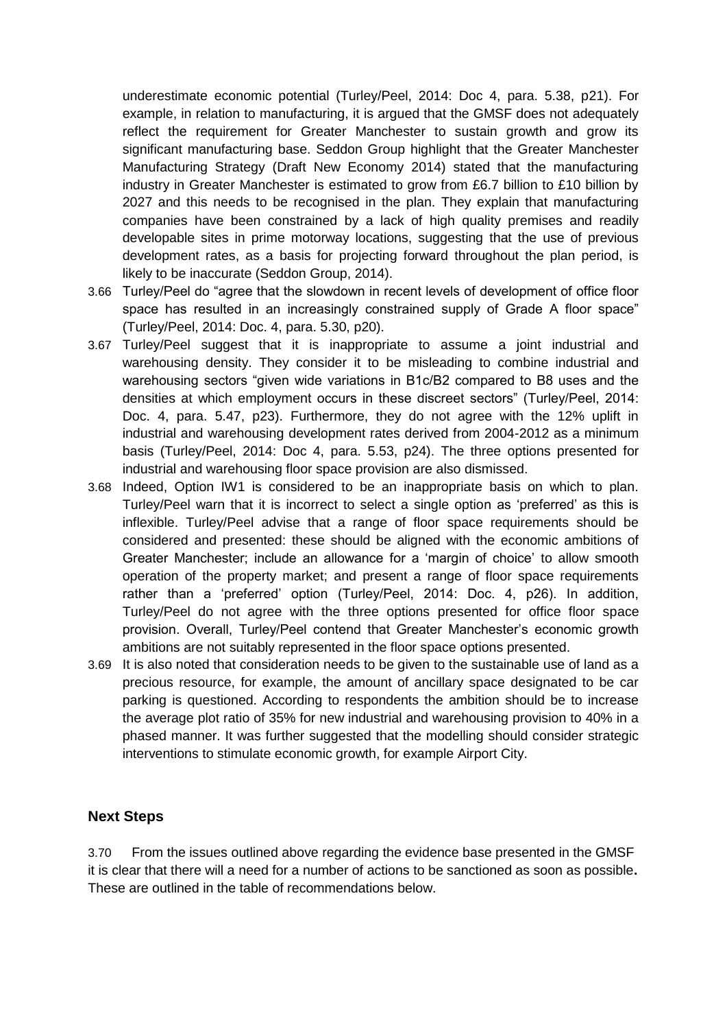underestimate economic potential (Turley/Peel, 2014: Doc 4, para. 5.38, p21). For example, in relation to manufacturing, it is argued that the GMSF does not adequately reflect the requirement for Greater Manchester to sustain growth and grow its significant manufacturing base. Seddon Group highlight that the Greater Manchester Manufacturing Strategy (Draft New Economy 2014) stated that the manufacturing industry in Greater Manchester is estimated to grow from £6.7 billion to £10 billion by 2027 and this needs to be recognised in the plan. They explain that manufacturing companies have been constrained by a lack of high quality premises and readily developable sites in prime motorway locations, suggesting that the use of previous development rates, as a basis for projecting forward throughout the plan period, is likely to be inaccurate (Seddon Group, 2014).

3.66 Turley/Peel do "agree that the slowdown in recent levels of development of office floor space has resulted in an increasingly constrained supply of Grade A floor space" (Turley/Peel, 2014: Doc. 4, para. 5.30, p20).

3.67 Turley/Peel suggest that it is inappropriate to assume a joint industrial and warehousing density. They consider it to be misleading to combine industrial and warehousing sectors "given wide variations in B1c/B2 compared to B8 uses and the densities at which employment occurs in these discreet sectors" (Turley/Peel, 2014: Doc. 4, para. 5.47, p23). Furthermore, they do not agree with the 12% uplift in industrial and warehousing development rates derived from 2004-2012 as a minimum basis (Turley/Peel, 2014: Doc 4, para. 5.53, p24). The three options presented for industrial and warehousing floor space provision are also dismissed.

3.68 Indeed, Option IW1 is considered to be an inappropriate basis on which to plan. Turley/Peel warn that it is incorrect to select a single option as 'preferred' as this is inflexible. Turley/Peel advise that a range of floor space requirements should be considered and presented: these should be aligned with the economic ambitions of Greater Manchester; include an allowance for a 'margin of choice' to allow smooth operation of the property market; and present a range of floor space requirements rather than a 'preferred' option (Turley/Peel, 2014: Doc. 4, p26). In addition, Turley/Peel do not agree with the three options presented for office floor space provision. Overall, Turley/Peel contend that Greater Manchester's economic growth ambitions are not suitably represented in the floor space options presented.

3.69 It is also noted that consideration needs to be given to the sustainable use of land as a precious resource, for example, the amount of ancillary space designated to be car parking is questioned. According to respondents the ambition should be to increase the average plot ratio of 35% for new industrial and warehousing provision to 40% in a phased manner. It was further suggested that the modelling should consider strategic interventions to stimulate economic growth, for example Airport City.

## Next Steps

3.70 From the issues outlined above regarding the evidence base presented in the GMSF it is clear that there will a need for a number of actions to be sanctioned as soon as possible**.** These are outlined in the table of recommendations below.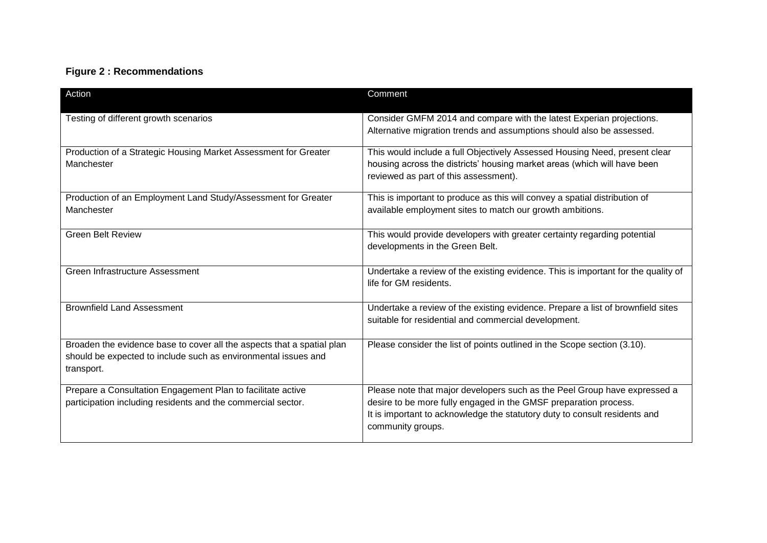**Figure 2 : Recommendations**

| Action | Comment |
|---|---|
| Testing of different growth scenarios | Consider GMFM 2014 and compare with the latest Experian projections. Alternative migration trends and assumptions should also be assessed. |
| Production of a Strategic Housing Market Assessment for Greater Manchester | This would include a full Objectively Assessed Housing Need, present clear housing across the districts' housing market areas (which will have been reviewed as part of this assessment). |
| Production of an Employment Land Study/Assessment for Greater Manchester | This is important to produce as this will convey a spatial distribution of available employment sites to match our growth ambitions. |
| Green Belt Review | This would provide developers with greater certainty regarding potential developments in the Green Belt. |
| Green Infrastructure Assessment | Undertake a review of the existing evidence. This is important for the quality of life for GM residents. |
| Brownfield Land Assessment | Undertake a review of the existing evidence. Prepare a list of brownfield sites suitable for residential and commercial development. |
| Broaden the evidence base to cover all the aspects that a spatial plan should be expected to include such as environmental issues and transport. | Please consider the list of points outlined in the Scope section (3.10). |
| Prepare a Consultation Engagement Plan to facilitate active participation including residents and the commercial sector. | Please note that major developers such as the Peel Group have expressed a desire to be more fully engaged in the GMSF preparation process. It is important to acknowledge the statutory duty to consult residents and community groups. |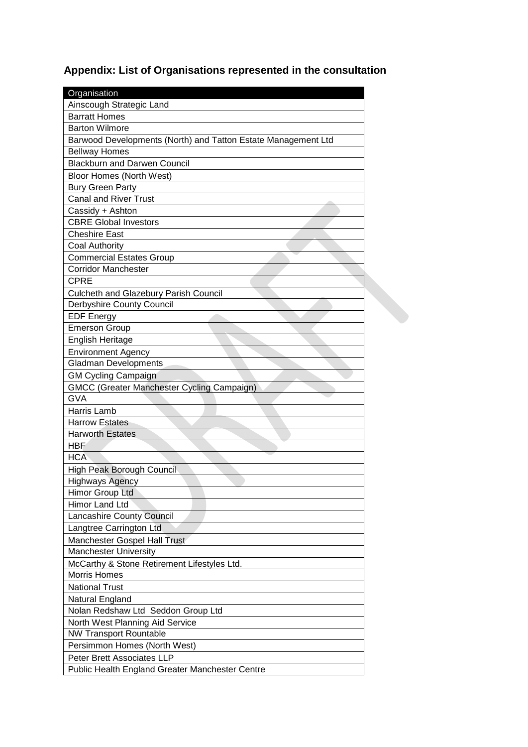## Appendix: List of Organisations represented in the consultation

| Organisation |
|---|
| Ainscough Strategic Land |
| Barratt Homes |
| Barton Wilmore |
| Barwood Developments (North) and Tatton Estate Management Ltd |
| Bellway Homes |
| Blackburn and Darwen Council |
| Bloor Homes (North West) |
| Bury Green Party |
| Canal and River Trust |
| Cassidy + Ashton |
| CBRE Global Investors |
| Cheshire East |
| Coal Authority |
| Commercial Estates Group |
| Corridor Manchester |
| CPRE |
| Culcheth and Glazebury Parish Council |
| Derbyshire County Council |
| EDF Energy |
| Emerson Group |
| English Heritage |
| Environment Agency |
| Gladman Developments |
| GM Cycling Campaign |
| GMCC (Greater Manchester Cycling Campaign) |
| GVA |
| Harris Lamb |
| Harrow Estates |
| Harworth Estates |
| HBF |
| HCA |
| High Peak Borough Council |
| Highways Agency |
| Himor Group Ltd |
| Himor Land Ltd |
| Lancashire County Council |
| Langtree Carrington Ltd |
| Manchester Gospel Hall Trust |
| Manchester University |
| McCarthy & Stone Retirement Lifestyles Ltd. |
| Morris Homes |
| National Trust |
| Natural England |
| Nolan Redshaw Ltd  Seddon Group Ltd |
| North West Planning Aid Service |
| NW Transport Rountable |
| Persimmon Homes (North West) |
| Peter Brett Associates LLP |
| Public Health England Greater Manchester Centre |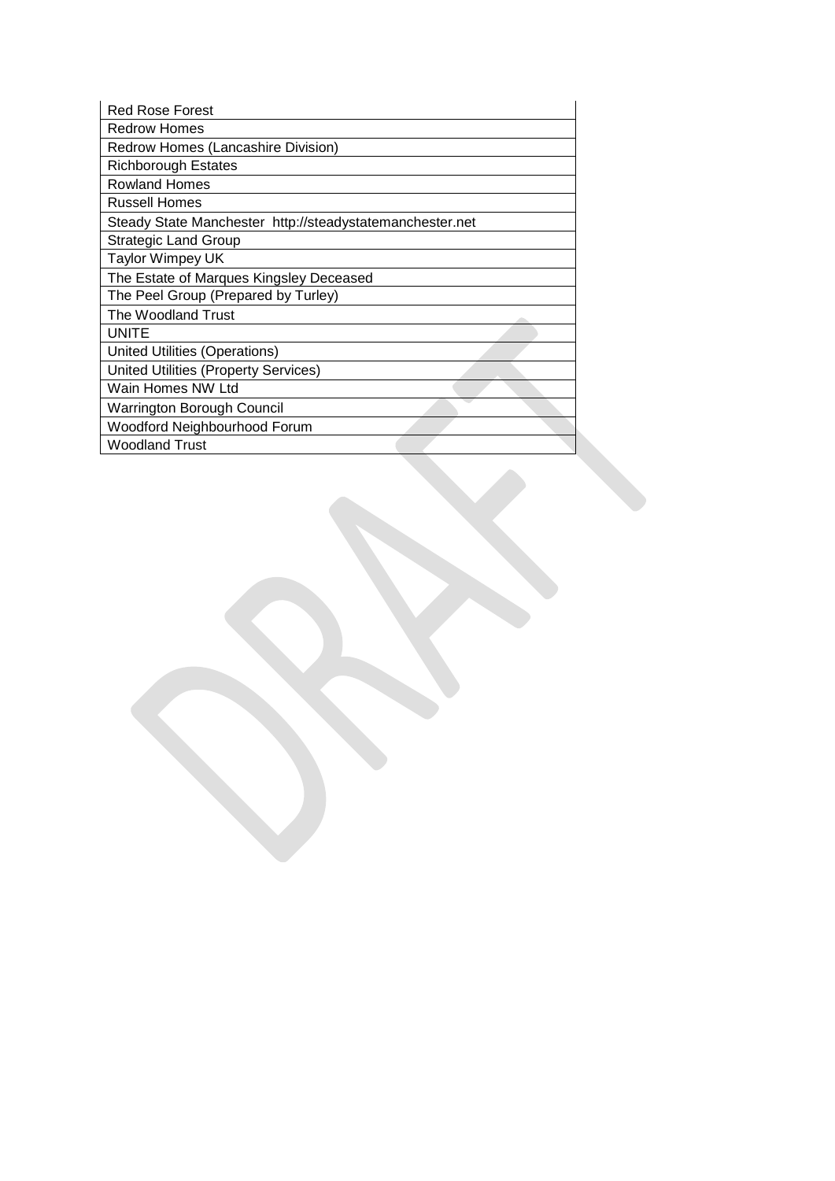| |
|---|
| Red Rose Forest |
| Redrow Homes |
| Redrow Homes (Lancashire Division) |
| Richborough Estates |
| Rowland Homes |
| Russell Homes |
| Steady State Manchester http://steadystatemanchester.net |
| Strategic Land Group |
| Taylor Wimpey UK |
| The Estate of Marques Kingsley Deceased |
| The Peel Group (Prepared by Turley) |
| The Woodland Trust |
| UNITE |
| United Utilities (Operations) |
| United Utilities (Property Services) |
| Wain Homes NW Ltd |
| Warrington Borough Council |
| Woodford Neighbourhood Forum |
| Woodland Trust |